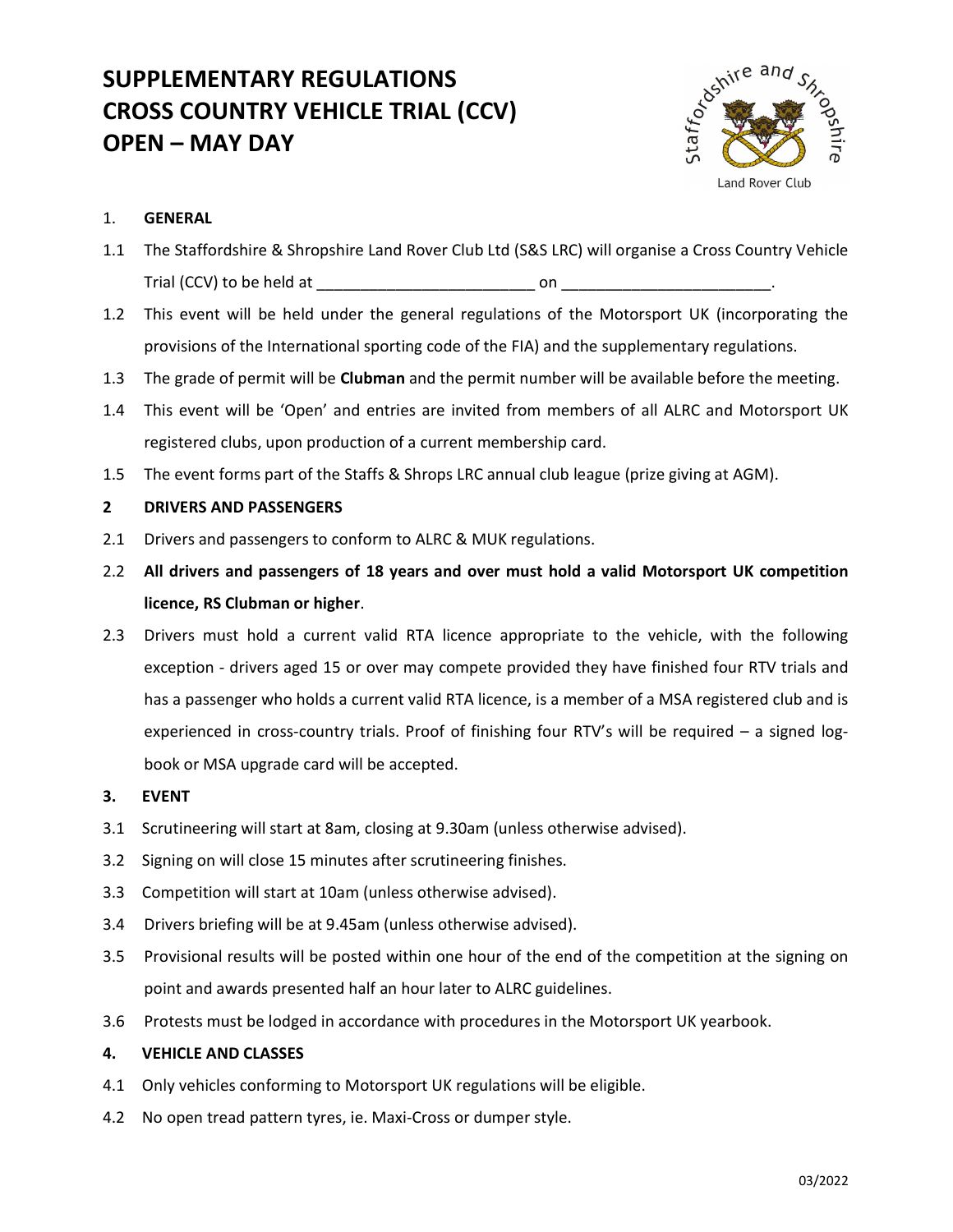# SUPPLEMENTARY REGULATIONS
# CROSS COUNTRY VEHICLE TRIAL (CCV)
# OPEN – MAY DAY

Staffordshire and Shropshire Land Rover Club

## 1. GENERAL

1.1 The Staffordshire & Shropshire Land Rover Club Ltd (S&S LRC) will organise a Cross Country Vehicle Trial (CCV) to be held at ________________________ on ________________________.

1.2 This event will be held under the general regulations of the Motorsport UK (incorporating the provisions of the International sporting code of the FIA) and the supplementary regulations.

1.3 The grade of permit will be **Clubman** and the permit number will be available before the meeting.

1.4 This event will be 'Open' and entries are invited from members of all ALRC and Motorsport UK registered clubs, upon production of a current membership card.

1.5 The event forms part of the Staffs & Shrops LRC annual club league (prize giving at AGM).

## 2 DRIVERS AND PASSENGERS

2.1 Drivers and passengers to conform to ALRC & MUK regulations.

2.2 **All drivers and passengers of 18 years and over must hold a valid Motorsport UK competition licence, RS Clubman or higher**.

2.3 Drivers must hold a current valid RTA licence appropriate to the vehicle, with the following exception - drivers aged 15 or over may compete provided they have finished four RTV trials and has a passenger who holds a current valid RTA licence, is a member of a MSA registered club and is experienced in cross-country trials. Proof of finishing four RTV's will be required – a signed log-book or MSA upgrade card will be accepted.

## 3. EVENT

3.1 Scrutineering will start at 8am, closing at 9.30am (unless otherwise advised).

3.2 Signing on will close 15 minutes after scrutineering finishes.

3.3 Competition will start at 10am (unless otherwise advised).

3.4 Drivers briefing will be at 9.45am (unless otherwise advised).

3.5 Provisional results will be posted within one hour of the end of the competition at the signing on point and awards presented half an hour later to ALRC guidelines.

3.6 Protests must be lodged in accordance with procedures in the Motorsport UK yearbook.

## 4. VEHICLE AND CLASSES

4.1 Only vehicles conforming to Motorsport UK regulations will be eligible.

4.2 No open tread pattern tyres, ie. Maxi-Cross or dumper style.

03/2022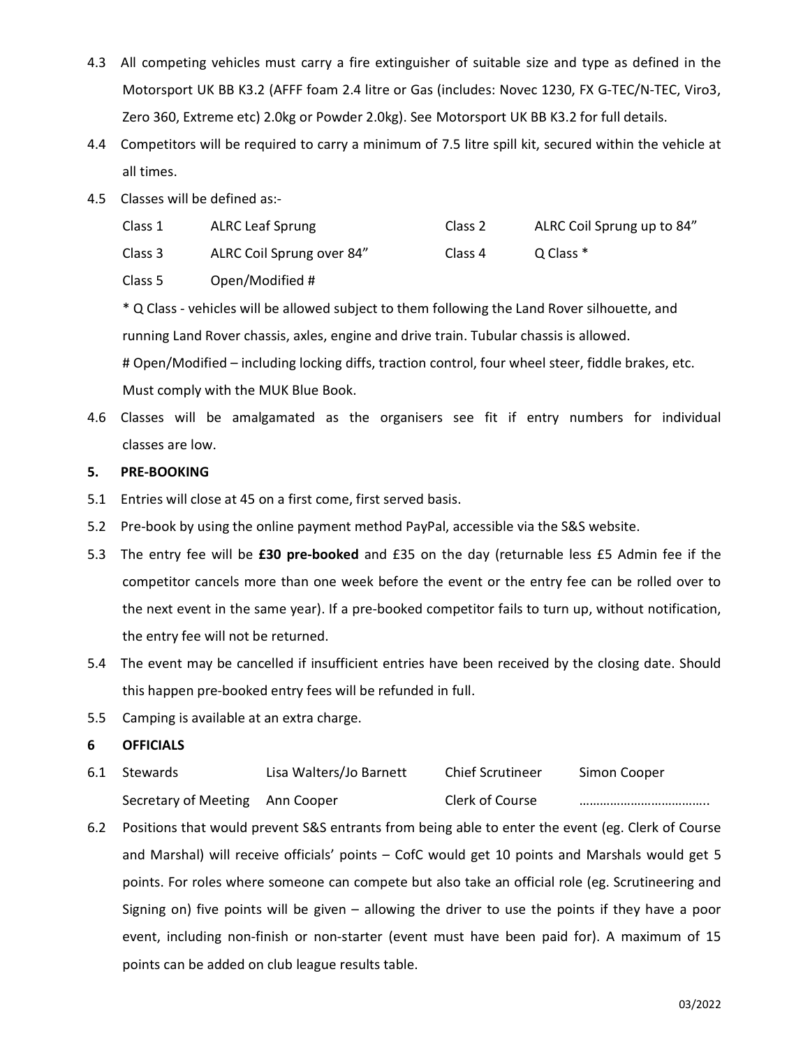4.3 All competing vehicles must carry a fire extinguisher of suitable size and type as defined in the Motorsport UK BB K3.2 (AFFF foam 2.4 litre or Gas (includes: Novec 1230, FX G-TEC/N-TEC, Viro3, Zero 360, Extreme etc) 2.0kg or Powder 2.0kg). See Motorsport UK BB K3.2 for full details.

4.4 Competitors will be required to carry a minimum of 7.5 litre spill kit, secured within the vehicle at all times.

4.5 Classes will be defined as:-

| | | | |
|---|---|---|---|
| Class 1 | ALRC Leaf Sprung | Class 2 | ALRC Coil Sprung up to 84” |
| Class 3 | ALRC Coil Sprung over 84” | Class 4 | Q Class * |
| Class 5 | Open/Modified # | | |

\* Q Class - vehicles will be allowed subject to them following the Land Rover silhouette, and running Land Rover chassis, axles, engine and drive train. Tubular chassis is allowed.

\# Open/Modified – including locking diffs, traction control, four wheel steer, fiddle brakes, etc. Must comply with the MUK Blue Book.

4.6 Classes will be amalgamated as the organisers see fit if entry numbers for individual classes are low.

**5. PRE-BOOKING**

5.1 Entries will close at 45 on a first come, first served basis.

5.2 Pre-book by using the online payment method PayPal, accessible via the S&S website.

5.3 The entry fee will be **£30 pre-booked** and £35 on the day (returnable less £5 Admin fee if the competitor cancels more than one week before the event or the entry fee can be rolled over to the next event in the same year). If a pre-booked competitor fails to turn up, without notification, the entry fee will not be returned.

5.4 The event may be cancelled if insufficient entries have been received by the closing date. Should this happen pre-booked entry fees will be refunded in full.

5.5 Camping is available at an extra charge.

**6 OFFICIALS**

6.1

| | | | |
|---|---|---|---|
| Stewards | Lisa Walters/Jo Barnett | Chief Scrutineer | Simon Cooper |
| Secretary of Meeting | Ann Cooper | Clerk of Course | ……………………………….. |

6.2 Positions that would prevent S&S entrants from being able to enter the event (eg. Clerk of Course and Marshal) will receive officials’ points – CofC would get 10 points and Marshals would get 5 points. For roles where someone can compete but also take an official role (eg. Scrutineering and Signing on) five points will be given – allowing the driver to use the points if they have a poor event, including non-finish or non-starter (event must have been paid for). A maximum of 15 points can be added on club league results table.

03/2022